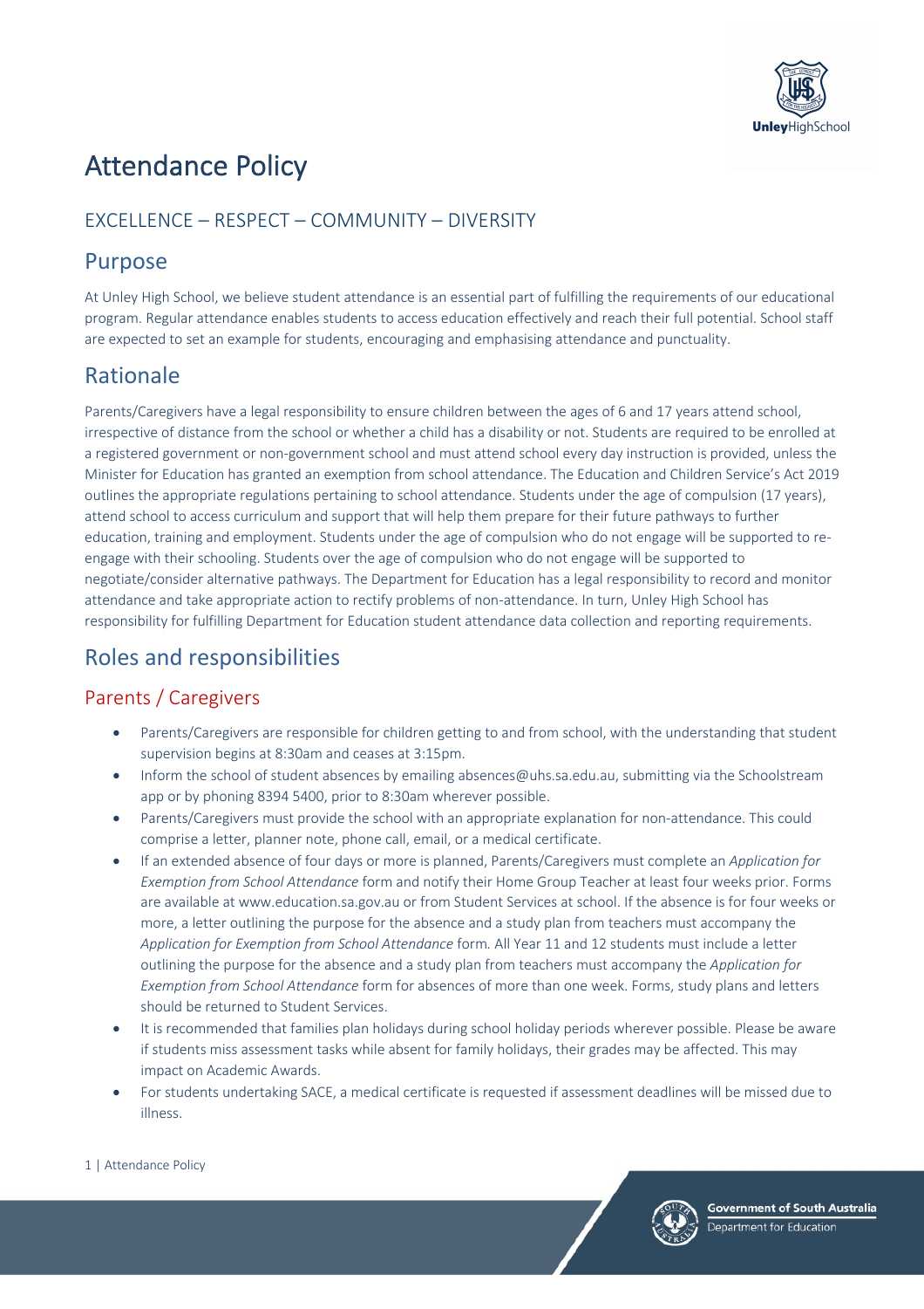# Attendance Policy

EXCELLENCE – RESPECT – COMMUNITY – DIVERSITY

## Purpose

At Unley High School, we believe student attendance is an essential part of fulfilling the requirements of our educational program. Regular attendance enables students to access education effectively and reach their full potential. School staff are expected to set an example for students, encouraging and emphasising attendance and punctuality.

## Rationale

Parents/Caregivers have a legal responsibility to ensure children between the ages of 6 and 17 years attend school, irrespective of distance from the school or whether a child has a disability or not. Students are required to be enrolled at a registered government or non-government school and must attend school every day instruction is provided, unless the Minister for Education has granted an exemption from school attendance. The Education and Children Service's Act 2019 outlines the appropriate regulations pertaining to school attendance. Students under the age of compulsion (17 years), attend school to access curriculum and support that will help them prepare for their future pathways to further education, training and employment. Students under the age of compulsion who do not engage will be supported to re-engage with their schooling. Students over the age of compulsion who do not engage will be supported to negotiate/consider alternative pathways. The Department for Education has a legal responsibility to record and monitor attendance and take appropriate action to rectify problems of non-attendance. In turn, Unley High School has responsibility for fulfilling Department for Education student attendance data collection and reporting requirements.

## Roles and responsibilities

### Parents / Caregivers

- Parents/Caregivers are responsible for children getting to and from school, with the understanding that student supervision begins at 8:30am and ceases at 3:15pm.
- Inform the school of student absences by emailing absences@uhs.sa.edu.au, submitting via the Schoolstream app or by phoning 8394 5400, prior to 8:30am wherever possible.
- Parents/Caregivers must provide the school with an appropriate explanation for non-attendance. This could comprise a letter, planner note, phone call, email, or a medical certificate.
- If an extended absence of four days or more is planned, Parents/Caregivers must complete an *Application for Exemption from School Attendance* form and notify their Home Group Teacher at least four weeks prior. Forms are available at www.education.sa.gov.au or from Student Services at school. If the absence is for four weeks or more, a letter outlining the purpose for the absence and a study plan from teachers must accompany the *Application for Exemption from School Attendance* form. All Year 11 and 12 students must include a letter outlining the purpose for the absence and a study plan from teachers must accompany the *Application for Exemption from School Attendance* form for absences of more than one week. Forms, study plans and letters should be returned to Student Services.
- It is recommended that families plan holidays during school holiday periods wherever possible. Please be aware if students miss assessment tasks while absent for family holidays, their grades may be affected. This may impact on Academic Awards.
- For students undertaking SACE, a medical certificate is requested if assessment deadlines will be missed due to illness.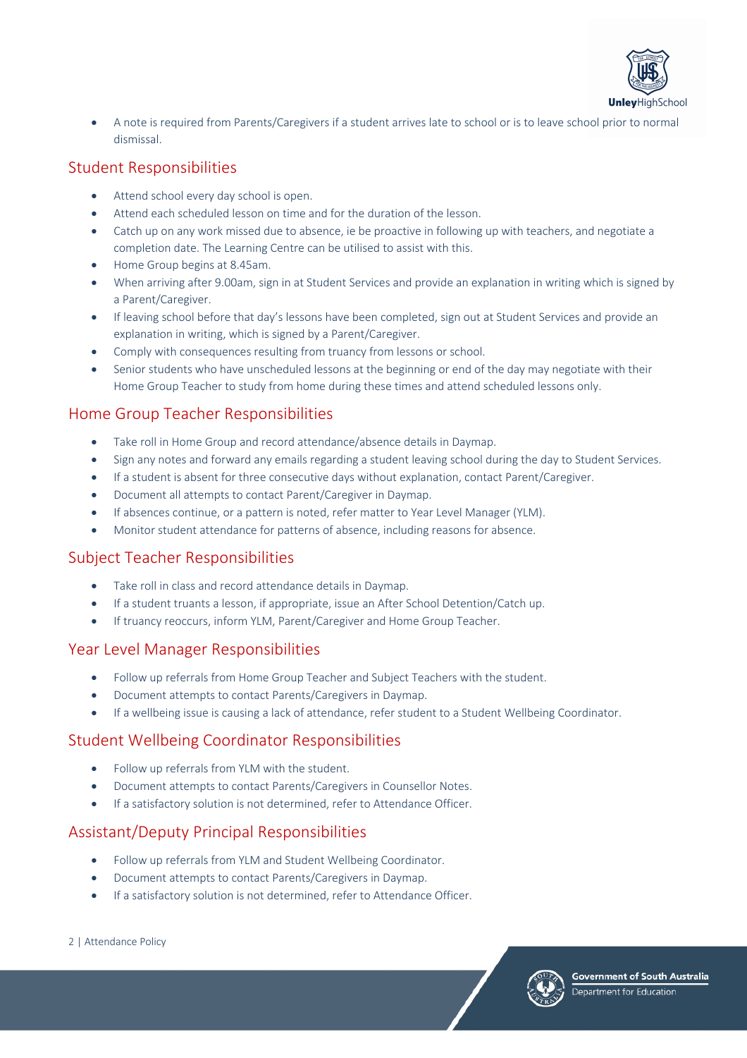- A note is required from Parents/Caregivers if a student arrives late to school or is to leave school prior to normal dismissal.

## Student Responsibilities

- Attend school every day school is open.
- Attend each scheduled lesson on time and for the duration of the lesson.
- Catch up on any work missed due to absence, ie be proactive in following up with teachers, and negotiate a completion date. The Learning Centre can be utilised to assist with this.
- Home Group begins at 8.45am.
- When arriving after 9.00am, sign in at Student Services and provide an explanation in writing which is signed by a Parent/Caregiver.
- If leaving school before that day's lessons have been completed, sign out at Student Services and provide an explanation in writing, which is signed by a Parent/Caregiver.
- Comply with consequences resulting from truancy from lessons or school.
- Senior students who have unscheduled lessons at the beginning or end of the day may negotiate with their Home Group Teacher to study from home during these times and attend scheduled lessons only.

## Home Group Teacher Responsibilities

- Take roll in Home Group and record attendance/absence details in Daymap.
- Sign any notes and forward any emails regarding a student leaving school during the day to Student Services.
- If a student is absent for three consecutive days without explanation, contact Parent/Caregiver.
- Document all attempts to contact Parent/Caregiver in Daymap.
- If absences continue, or a pattern is noted, refer matter to Year Level Manager (YLM).
- Monitor student attendance for patterns of absence, including reasons for absence.

## Subject Teacher Responsibilities

- Take roll in class and record attendance details in Daymap.
- If a student truants a lesson, if appropriate, issue an After School Detention/Catch up.
- If truancy reoccurs, inform YLM, Parent/Caregiver and Home Group Teacher.

## Year Level Manager Responsibilities

- Follow up referrals from Home Group Teacher and Subject Teachers with the student.
- Document attempts to contact Parents/Caregivers in Daymap.
- If a wellbeing issue is causing a lack of attendance, refer student to a Student Wellbeing Coordinator.

## Student Wellbeing Coordinator Responsibilities

- Follow up referrals from YLM with the student.
- Document attempts to contact Parents/Caregivers in Counsellor Notes.
- If a satisfactory solution is not determined, refer to Attendance Officer.

## Assistant/Deputy Principal Responsibilities

- Follow up referrals from YLM and Student Wellbeing Coordinator.
- Document attempts to contact Parents/Caregivers in Daymap.
- If a satisfactory solution is not determined, refer to Attendance Officer.